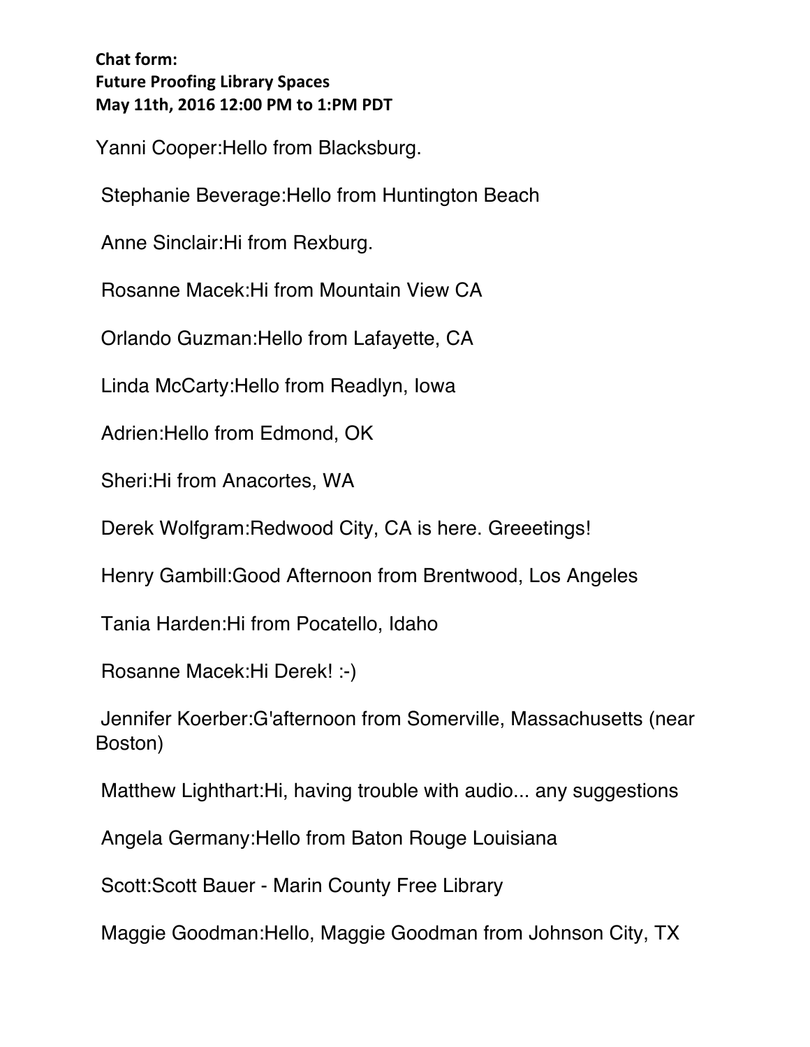**Chat form:**
**Future Proofing Library Spaces**
**May 11th, 2016 12:00 PM to 1:PM PDT**

Yanni Cooper:Hello from Blacksburg.

Stephanie Beverage:Hello from Huntington Beach

Anne Sinclair:Hi from Rexburg.

Rosanne Macek:Hi from Mountain View CA

Orlando Guzman:Hello from Lafayette, CA

Linda McCarty:Hello from Readlyn, Iowa

Adrien:Hello from Edmond, OK

Sheri:Hi from Anacortes, WA

Derek Wolfgram:Redwood City, CA is here. Greeetings!

Henry Gambill:Good Afternoon from Brentwood, Los Angeles

Tania Harden:Hi from Pocatello, Idaho

Rosanne Macek:Hi Derek! :-)

Jennifer Koerber:G'afternoon from Somerville, Massachusetts (near Boston)

Matthew Lighthart:Hi, having trouble with audio... any suggestions

Angela Germany:Hello from Baton Rouge Louisiana

Scott:Scott Bauer - Marin County Free Library

Maggie Goodman:Hello, Maggie Goodman from Johnson City, TX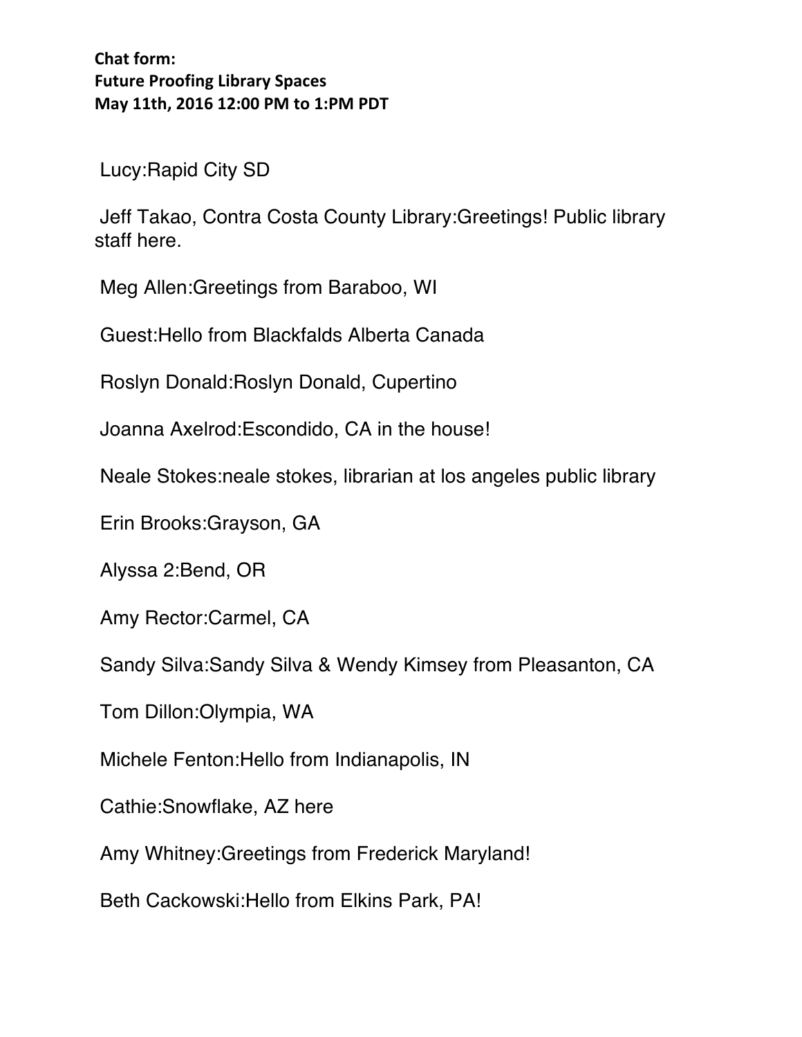**Chat form:**
**Future Proofing Library Spaces**
**May 11th, 2016 12:00 PM to 1:PM PDT**

Lucy:Rapid City SD

Jeff Takao, Contra Costa County Library:Greetings! Public library staff here.

Meg Allen:Greetings from Baraboo, WI

Guest:Hello from Blackfalds Alberta Canada

Roslyn Donald:Roslyn Donald, Cupertino

Joanna Axelrod:Escondido, CA in the house!

Neale Stokes:neale stokes, librarian at los angeles public library

Erin Brooks:Grayson, GA

Alyssa 2:Bend, OR

Amy Rector:Carmel, CA

Sandy Silva:Sandy Silva & Wendy Kimsey from Pleasanton, CA

Tom Dillon:Olympia, WA

Michele Fenton:Hello from Indianapolis, IN

Cathie:Snowflake, AZ here

Amy Whitney:Greetings from Frederick Maryland!

Beth Cackowski:Hello from Elkins Park, PA!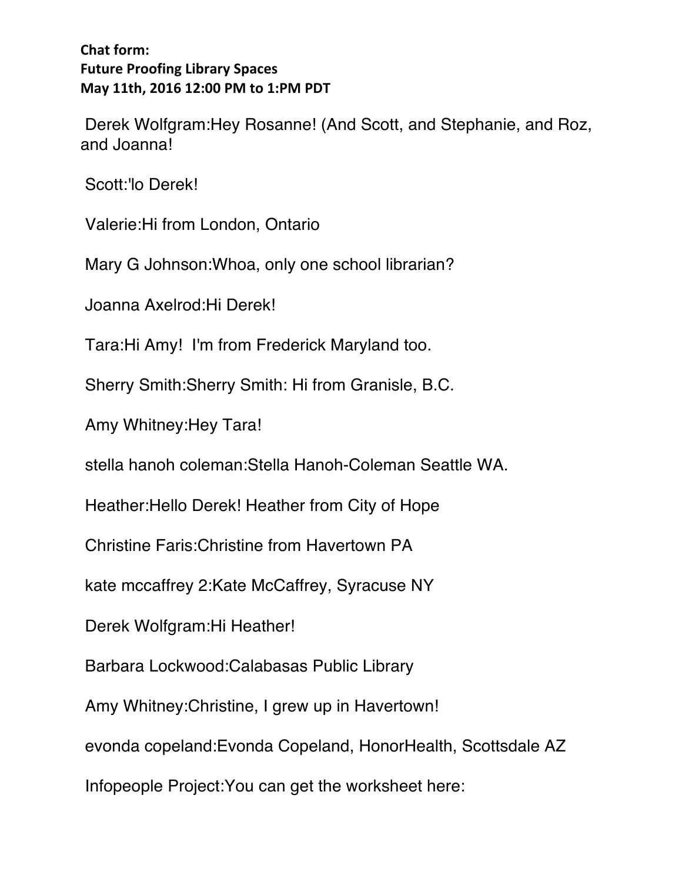**Chat form:**
**Future Proofing Library Spaces**
**May 11th, 2016 12:00 PM to 1:PM PDT**

Derek Wolfgram:Hey Rosanne! (And Scott, and Stephanie, and Roz, and Joanna!

Scott:'lo Derek!

Valerie:Hi from London, Ontario

Mary G Johnson:Whoa, only one school librarian?

Joanna Axelrod:Hi Derek!

Tara:Hi Amy!  I'm from Frederick Maryland too.

Sherry Smith:Sherry Smith: Hi from Granisle, B.C.

Amy Whitney:Hey Tara!

stella hanoh coleman:Stella Hanoh-Coleman Seattle WA.

Heather:Hello Derek! Heather from City of Hope

Christine Faris:Christine from Havertown PA

kate mccaffrey 2:Kate McCaffrey, Syracuse NY

Derek Wolfgram:Hi Heather!

Barbara Lockwood:Calabasas Public Library

Amy Whitney:Christine, I grew up in Havertown!

evonda copeland:Evonda Copeland, HonorHealth, Scottsdale AZ

Infopeople Project:You can get the worksheet here: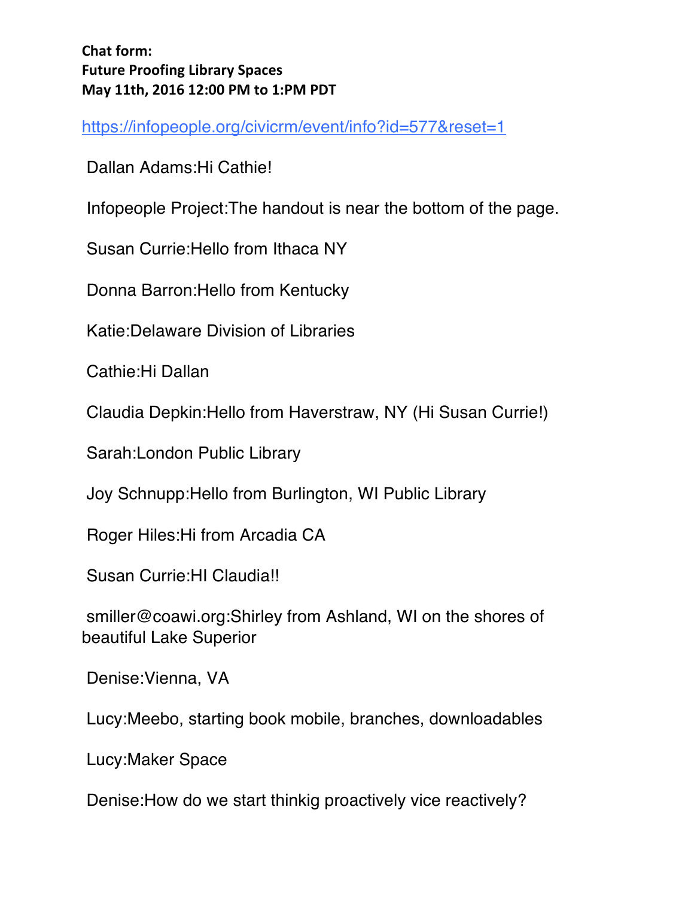**Chat form:**
**Future Proofing Library Spaces**
**May 11th, 2016 12:00 PM to 1:PM PDT**

https://infopeople.org/civicrm/event/info?id=577&reset=1

Dallan Adams:Hi Cathie!

Infopeople Project:The handout is near the bottom of the page.

Susan Currie:Hello from Ithaca NY

Donna Barron:Hello from Kentucky

Katie:Delaware Division of Libraries

Cathie:Hi Dallan

Claudia Depkin:Hello from Haverstraw, NY (Hi Susan Currie!)

Sarah:London Public Library

Joy Schnupp:Hello from Burlington, WI Public Library

Roger Hiles:Hi from Arcadia CA

Susan Currie:HI Claudia!!

smiller@coawi.org:Shirley from Ashland, WI on the shores of beautiful Lake Superior

Denise:Vienna, VA

Lucy:Meebo, starting book mobile, branches, downloadables

Lucy:Maker Space

Denise:How do we start thinkig proactively vice reactively?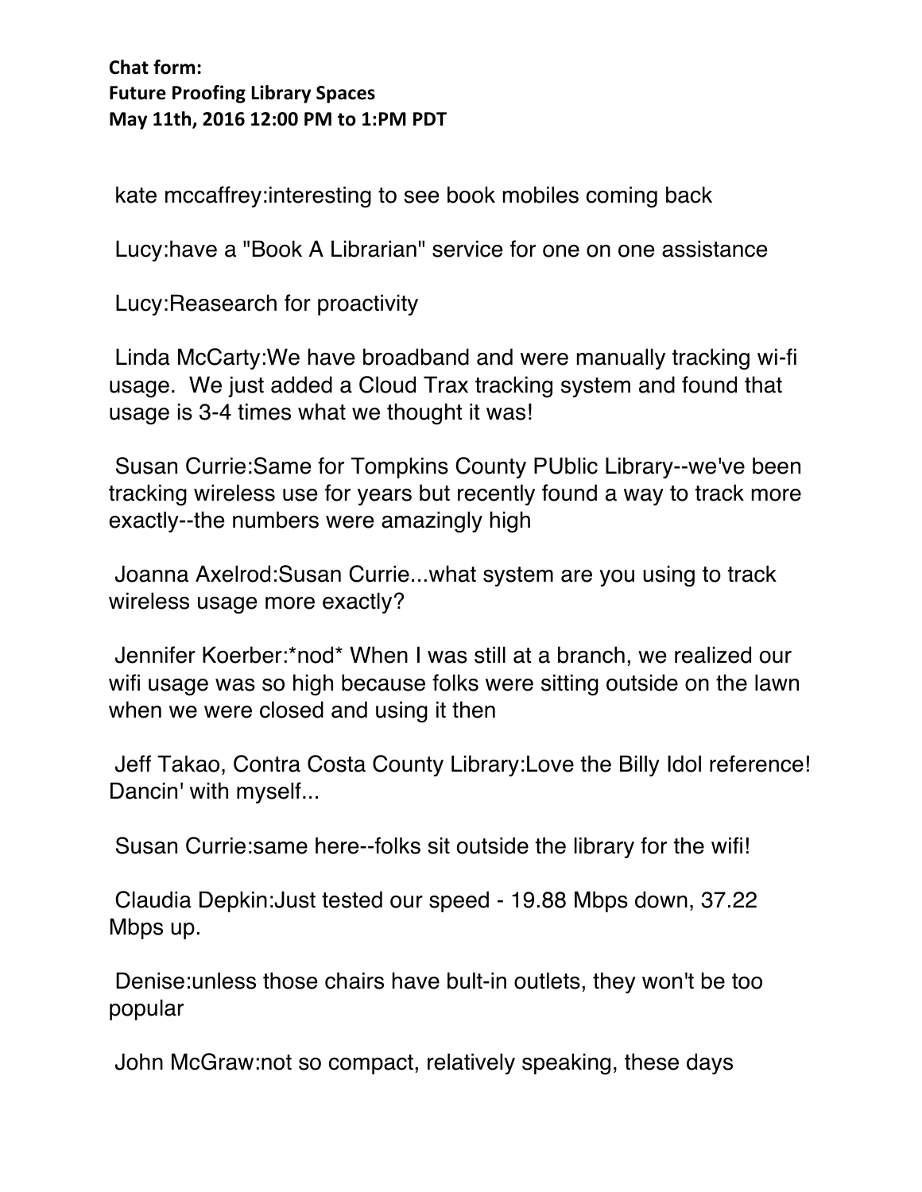**Chat form:**
**Future Proofing Library Spaces**
**May 11th, 2016 12:00 PM to 1:PM PDT**

kate mccaffrey:interesting to see book mobiles coming back

Lucy:have a "Book A Librarian" service for one on one assistance

Lucy:Reasearch for proactivity

Linda McCarty:We have broadband and were manually tracking wi-fi usage. We just added a Cloud Trax tracking system and found that usage is 3-4 times what we thought it was!

Susan Currie:Same for Tompkins County PUblic Library--we've been tracking wireless use for years but recently found a way to track more exactly--the numbers were amazingly high

Joanna Axelrod:Susan Currie...what system are you using to track wireless usage more exactly?

Jennifer Koerber:*nod* When I was still at a branch, we realized our wifi usage was so high because folks were sitting outside on the lawn when we were closed and using it then

Jeff Takao, Contra Costa County Library:Love the Billy Idol reference! Dancin' with myself...

Susan Currie:same here--folks sit outside the library for the wifi!

Claudia Depkin:Just tested our speed - 19.88 Mbps down, 37.22 Mbps up.

Denise:unless those chairs have bult-in outlets, they won't be too popular

John McGraw:not so compact, relatively speaking, these days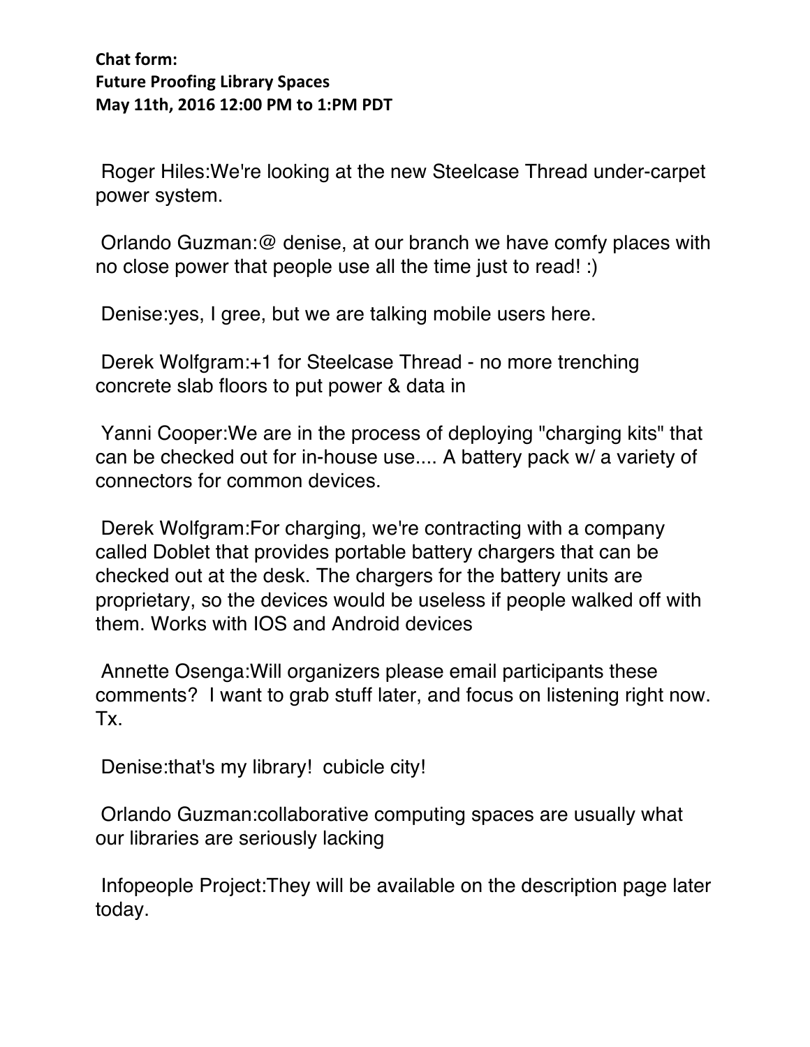**Chat form:**
**Future Proofing Library Spaces**
**May 11th, 2016 12:00 PM to 1:PM PDT**

Roger Hiles:We're looking at the new Steelcase Thread under-carpet power system.

Orlando Guzman:@ denise, at our branch we have comfy places with no close power that people use all the time just to read! :)

Denise:yes, I gree, but we are talking mobile users here.

Derek Wolfgram:+1 for Steelcase Thread - no more trenching concrete slab floors to put power & data in

Yanni Cooper:We are in the process of deploying "charging kits" that can be checked out for in-house use.... A battery pack w/ a variety of connectors for common devices.

Derek Wolfgram:For charging, we're contracting with a company called Doblet that provides portable battery chargers that can be checked out at the desk. The chargers for the battery units are proprietary, so the devices would be useless if people walked off with them. Works with IOS and Android devices

Annette Osenga:Will organizers please email participants these comments? I want to grab stuff later, and focus on listening right now. Tx.

Denise:that's my library! cubicle city!

Orlando Guzman:collaborative computing spaces are usually what our libraries are seriously lacking

Infopeople Project:They will be available on the description page later today.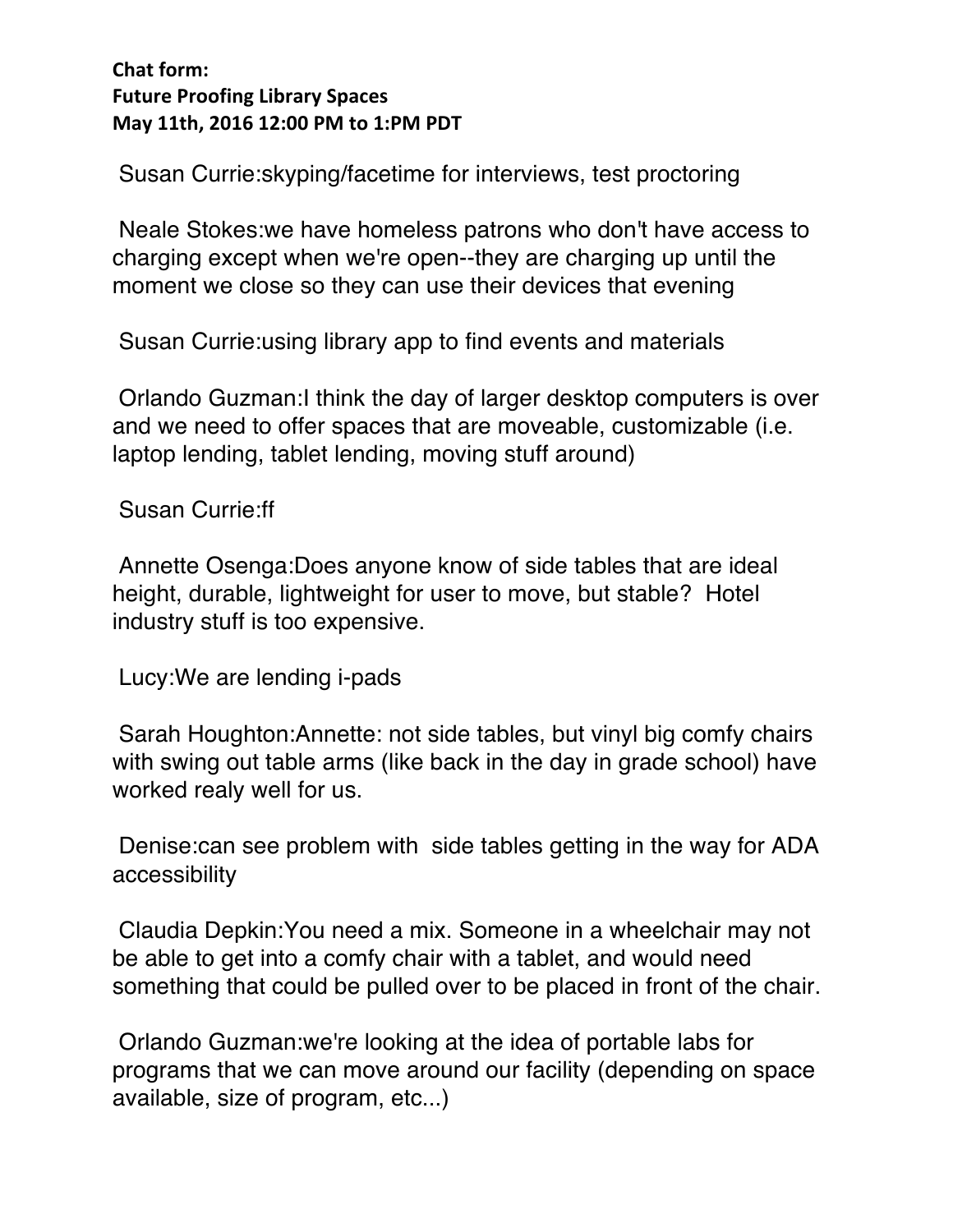**Chat form:**
**Future Proofing Library Spaces**
**May 11th, 2016 12:00 PM to 1:PM PDT**

Susan Currie:skyping/facetime for interviews, test proctoring

Neale Stokes:we have homeless patrons who don't have access to charging except when we're open--they are charging up until the moment we close so they can use their devices that evening

Susan Currie:using library app to find events and materials

Orlando Guzman:I think the day of larger desktop computers is over and we need to offer spaces that are moveable, customizable (i.e. laptop lending, tablet lending, moving stuff around)

Susan Currie:ff

Annette Osenga:Does anyone know of side tables that are ideal height, durable, lightweight for user to move, but stable? Hotel industry stuff is too expensive.

Lucy:We are lending i-pads

Sarah Houghton:Annette: not side tables, but vinyl big comfy chairs with swing out table arms (like back in the day in grade school) have worked realy well for us.

Denise:can see problem with side tables getting in the way for ADA accessibility

Claudia Depkin:You need a mix. Someone in a wheelchair may not be able to get into a comfy chair with a tablet, and would need something that could be pulled over to be placed in front of the chair.

Orlando Guzman:we're looking at the idea of portable labs for programs that we can move around our facility (depending on space available, size of program, etc...)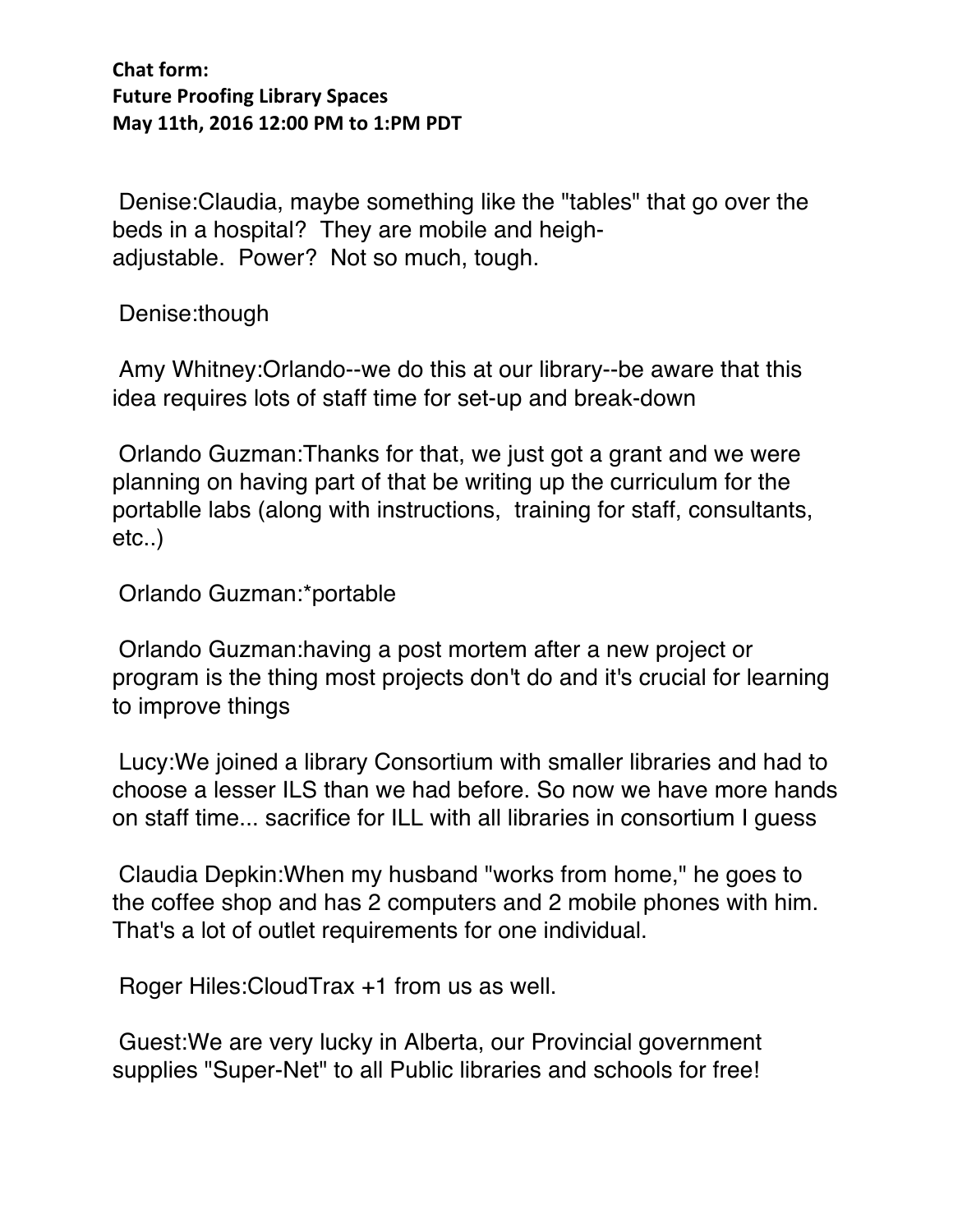**Chat form:**
**Future Proofing Library Spaces**
**May 11th, 2016 12:00 PM to 1:PM PDT**

Denise:Claudia, maybe something like the "tables" that go over the beds in a hospital? They are mobile and heigh-adjustable. Power? Not so much, tough.

Denise:though

Amy Whitney:Orlando--we do this at our library--be aware that this idea requires lots of staff time for set-up and break-down

Orlando Guzman:Thanks for that, we just got a grant and we were planning on having part of that be writing up the curriculum for the portablle labs (along with instructions, training for staff, consultants, etc..)

Orlando Guzman:*portable

Orlando Guzman:having a post mortem after a new project or program is the thing most projects don't do and it's crucial for learning to improve things

Lucy:We joined a library Consortium with smaller libraries and had to choose a lesser ILS than we had before. So now we have more hands on staff time... sacrifice for ILL with all libraries in consortium I guess

Claudia Depkin:When my husband "works from home," he goes to the coffee shop and has 2 computers and 2 mobile phones with him. That's a lot of outlet requirements for one individual.

Roger Hiles:CloudTrax +1 from us as well.

Guest:We are very lucky in Alberta, our Provincial government supplies "Super-Net" to all Public libraries and schools for free!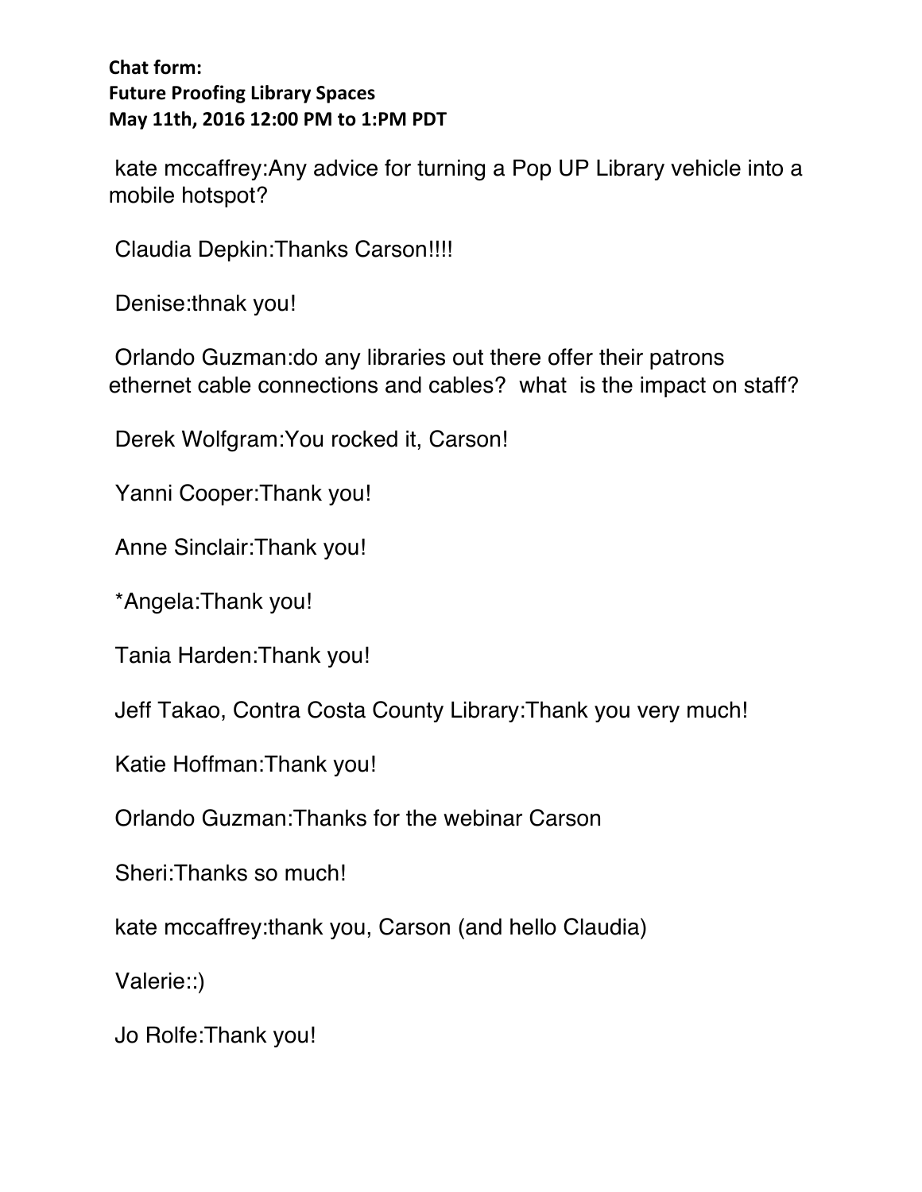**Chat form:**
**Future Proofing Library Spaces**
**May 11th, 2016 12:00 PM to 1:PM PDT**

kate mccaffrey:Any advice for turning a Pop UP Library vehicle into a mobile hotspot?

Claudia Depkin:Thanks Carson!!!!

Denise:thnak you!

Orlando Guzman:do any libraries out there offer their patrons ethernet cable connections and cables?  what  is the impact on staff?

Derek Wolfgram:You rocked it, Carson!

Yanni Cooper:Thank you!

Anne Sinclair:Thank you!

*Angela:Thank you!

Tania Harden:Thank you!

Jeff Takao, Contra Costa County Library:Thank you very much!

Katie Hoffman:Thank you!

Orlando Guzman:Thanks for the webinar Carson

Sheri:Thanks so much!

kate mccaffrey:thank you, Carson (and hello Claudia)

Valerie::)

Jo Rolfe:Thank you!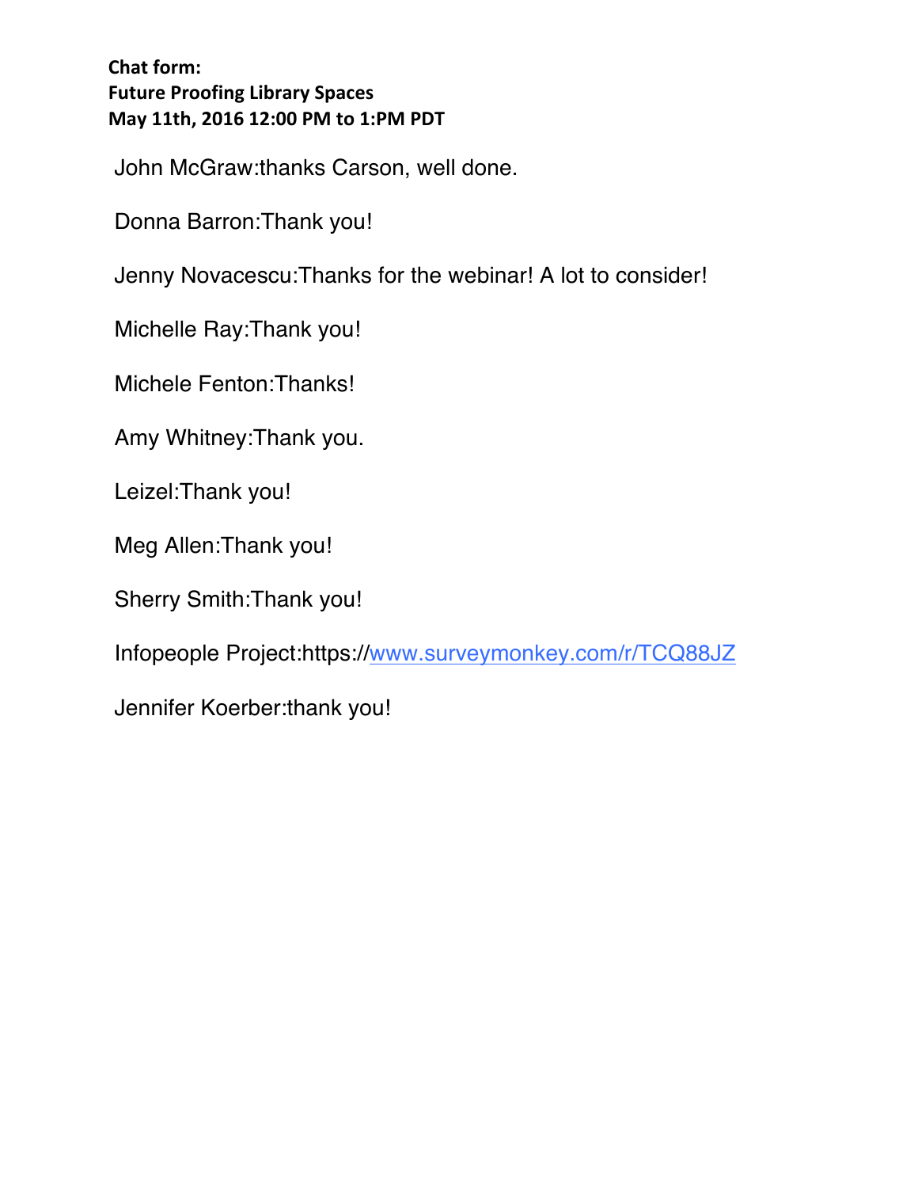**Chat form:**
**Future Proofing Library Spaces**
**May 11th, 2016 12:00 PM to 1:PM PDT**

John McGraw:thanks Carson, well done.

Donna Barron:Thank you!

Jenny Novacescu:Thanks for the webinar! A lot to consider!

Michelle Ray:Thank you!

Michele Fenton:Thanks!

Amy Whitney:Thank you.

Leizel:Thank you!

Meg Allen:Thank you!

Sherry Smith:Thank you!

Infopeople Project:https://www.surveymonkey.com/r/TCQ88JZ

Jennifer Koerber:thank you!